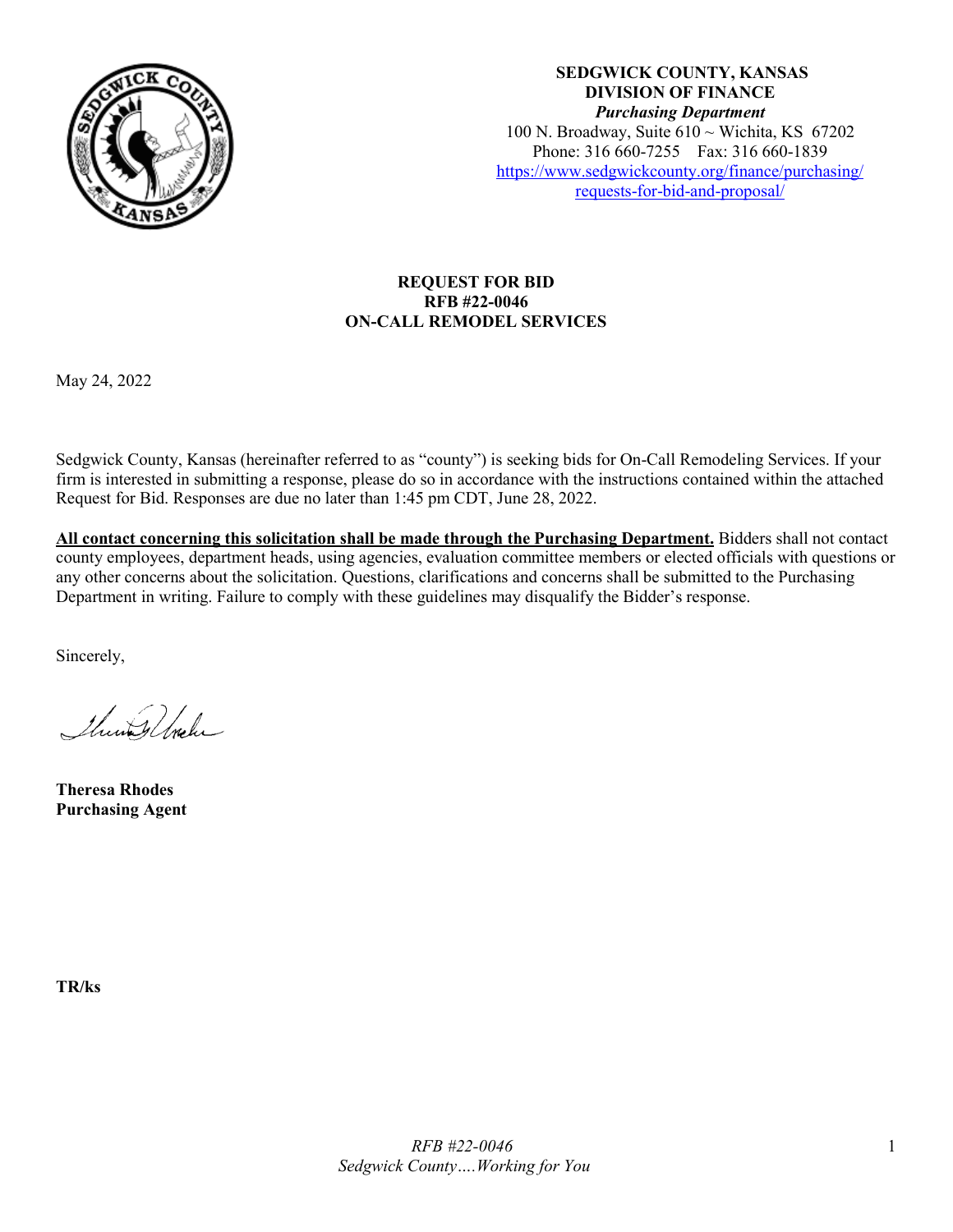**SEDGWICK COUNTY, KANSAS**
**DIVISION OF FINANCE**
***Purchasing Department***
100 N. Broadway, Suite 610 ~ Wichita, KS 67202
Phone: 316 660-7255 Fax: 316 660-1839
[https://www.sedgwickcounty.org/finance/purchasing/requests-for-bid-and-proposal/](https://www.sedgwickcounty.org/finance/purchasing/requests-for-bid-and-proposal/)

# REQUEST FOR BID
## RFB #22-0046
## ON-CALL REMODEL SERVICES

May 24, 2022

Sedgwick County, Kansas (hereinafter referred to as "county") is seeking bids for On-Call Remodeling Services. If your firm is interested in submitting a response, please do so in accordance with the instructions contained within the attached Request for Bid. Responses are due no later than 1:45 pm CDT, June 28, 2022.

**All contact concerning this solicitation shall be made through the Purchasing Department.** Bidders shall not contact county employees, department heads, using agencies, evaluation committee members or elected officials with questions or any other concerns about the solicitation. Questions, clarifications and concerns shall be submitted to the Purchasing Department in writing. Failure to comply with these guidelines may disqualify the Bidder's response.

Sincerely,

**Theresa Rhodes**
**Purchasing Agent**

**TR/ks**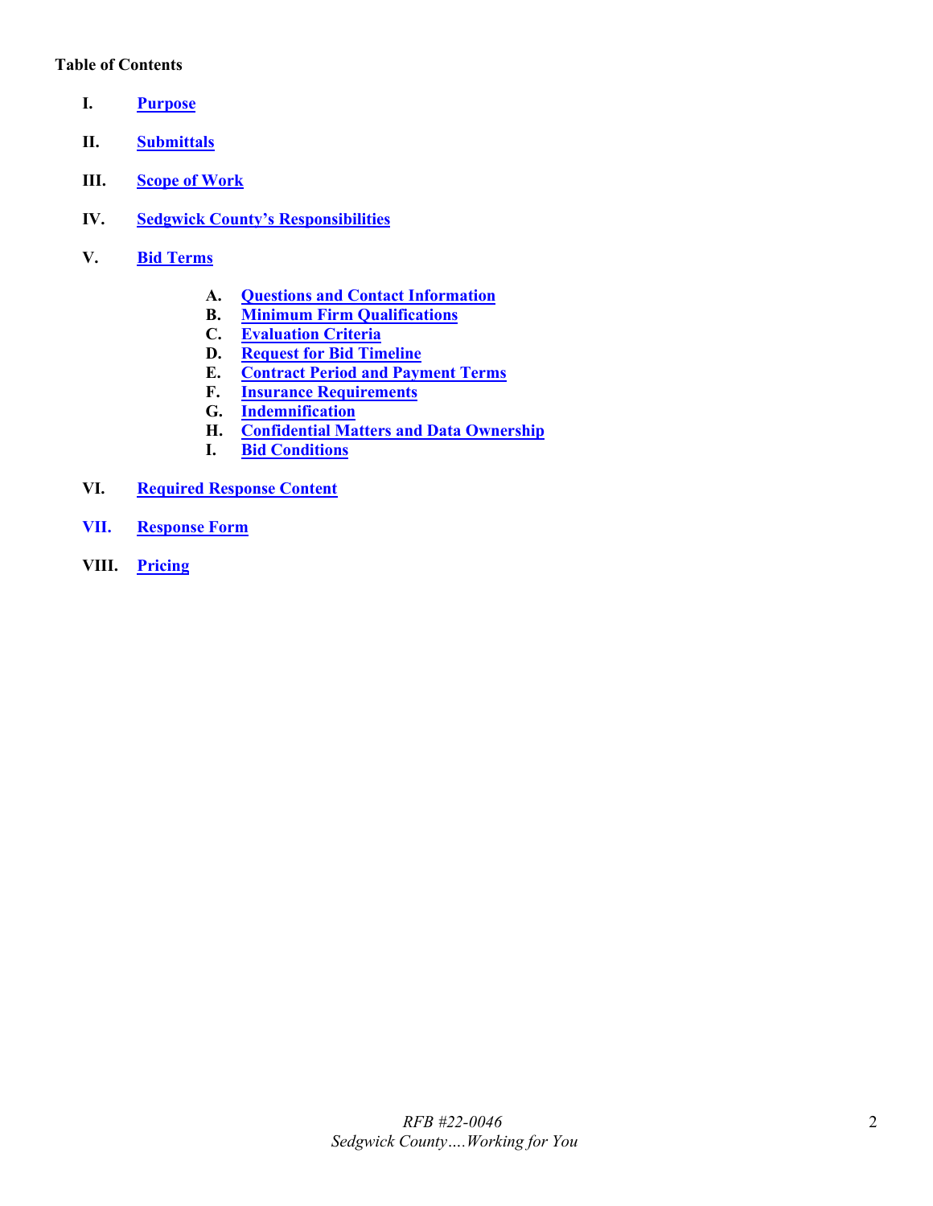**Table of Contents**

- **I.** **Purpose**
- **II.** **Submittals**
- **III.** **Scope of Work**
- **IV.** **Sedgwick County's Responsibilities**
- **V.** **Bid Terms**
  - **A.** **Questions and Contact Information**
  - **B.** **Minimum Firm Qualifications**
  - **C.** **Evaluation Criteria**
  - **D.** **Request for Bid Timeline**
  - **E.** **Contract Period and Payment Terms**
  - **F.** **Insurance Requirements**
  - **G.** **Indemnification**
  - **H.** **Confidential Matters and Data Ownership**
  - **I.** **Bid Conditions**
- **VI.** **Required Response Content**
- **VII.** **Response Form**
- **VIII.** **Pricing**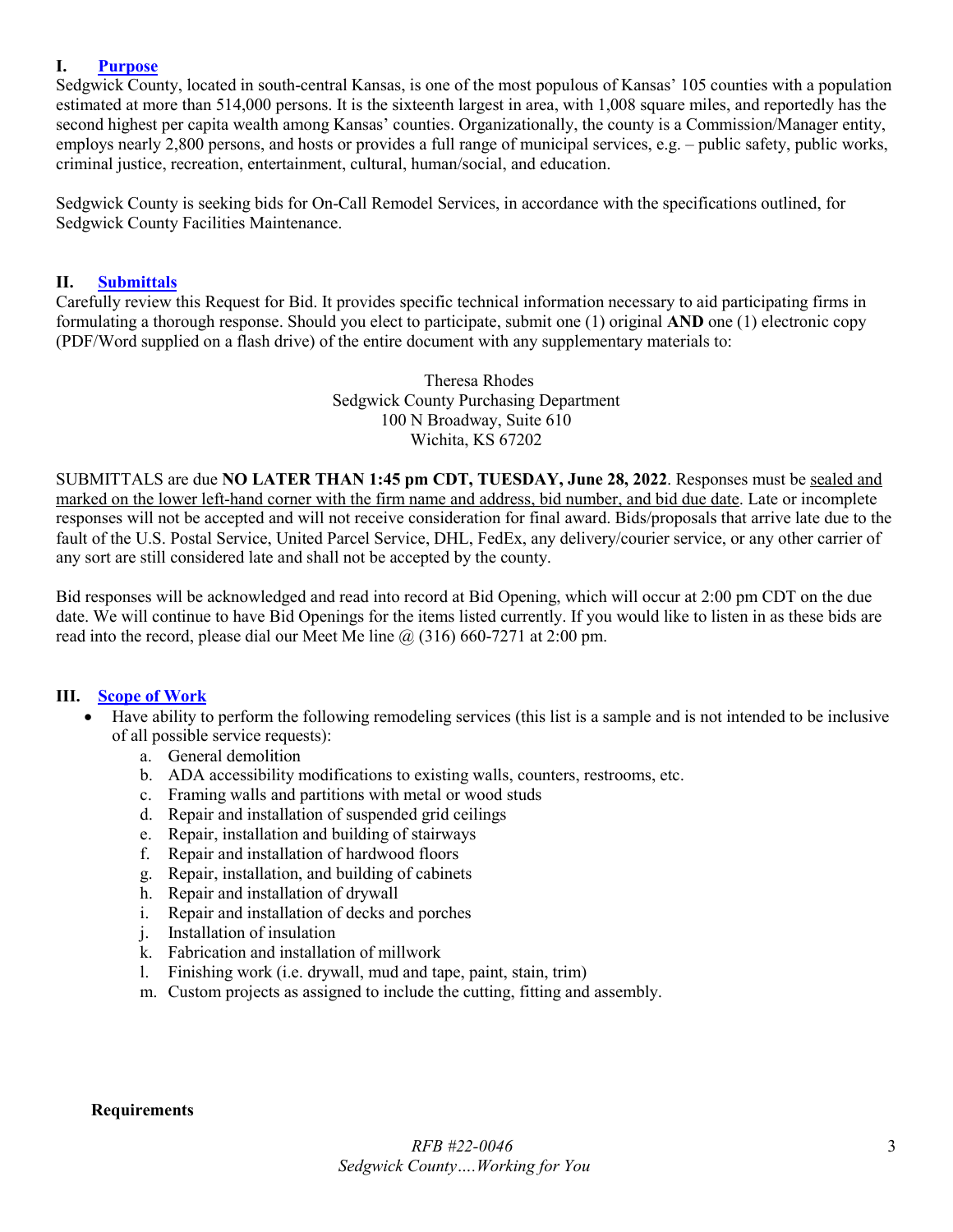## I. [Purpose](#)

Sedgwick County, located in south-central Kansas, is one of the most populous of Kansas' 105 counties with a population estimated at more than 514,000 persons. It is the sixteenth largest in area, with 1,008 square miles, and reportedly has the second highest per capita wealth among Kansas' counties. Organizationally, the county is a Commission/Manager entity, employs nearly 2,800 persons, and hosts or provides a full range of municipal services, e.g. – public safety, public works, criminal justice, recreation, entertainment, cultural, human/social, and education.

Sedgwick County is seeking bids for On-Call Remodel Services, in accordance with the specifications outlined, for Sedgwick County Facilities Maintenance.

## II. [Submittals](#)

Carefully review this Request for Bid. It provides specific technical information necessary to aid participating firms in formulating a thorough response. Should you elect to participate, submit one (1) original **AND** one (1) electronic copy (PDF/Word supplied on a flash drive) of the entire document with any supplementary materials to:

Theresa Rhodes
Sedgwick County Purchasing Department
100 N Broadway, Suite 610
Wichita, KS 67202

SUBMITTALS are due **NO LATER THAN 1:45 pm CDT, TUESDAY, June 28, 2022**. Responses must be sealed and marked on the lower left-hand corner with the firm name and address, bid number, and bid due date. Late or incomplete responses will not be accepted and will not receive consideration for final award. Bids/proposals that arrive late due to the fault of the U.S. Postal Service, United Parcel Service, DHL, FedEx, any delivery/courier service, or any other carrier of any sort are still considered late and shall not be accepted by the county.

Bid responses will be acknowledged and read into record at Bid Opening, which will occur at 2:00 pm CDT on the due date. We will continue to have Bid Openings for the items listed currently. If you would like to listen in as these bids are read into the record, please dial our Meet Me line @ (316) 660-7271 at 2:00 pm.

## III. [Scope of Work](#)

- Have ability to perform the following remodeling services (this list is a sample and is not intended to be inclusive of all possible service requests):
  a. General demolition
  b. ADA accessibility modifications to existing walls, counters, restrooms, etc.
  c. Framing walls and partitions with metal or wood studs
  d. Repair and installation of suspended grid ceilings
  e. Repair, installation and building of stairways
  f. Repair and installation of hardwood floors
  g. Repair, installation, and building of cabinets
  h. Repair and installation of drywall
  i. Repair and installation of decks and porches
  j. Installation of insulation
  k. Fabrication and installation of millwork
  l. Finishing work (i.e. drywall, mud and tape, paint, stain, trim)
  m. Custom projects as assigned to include the cutting, fitting and assembly.

**Requirements**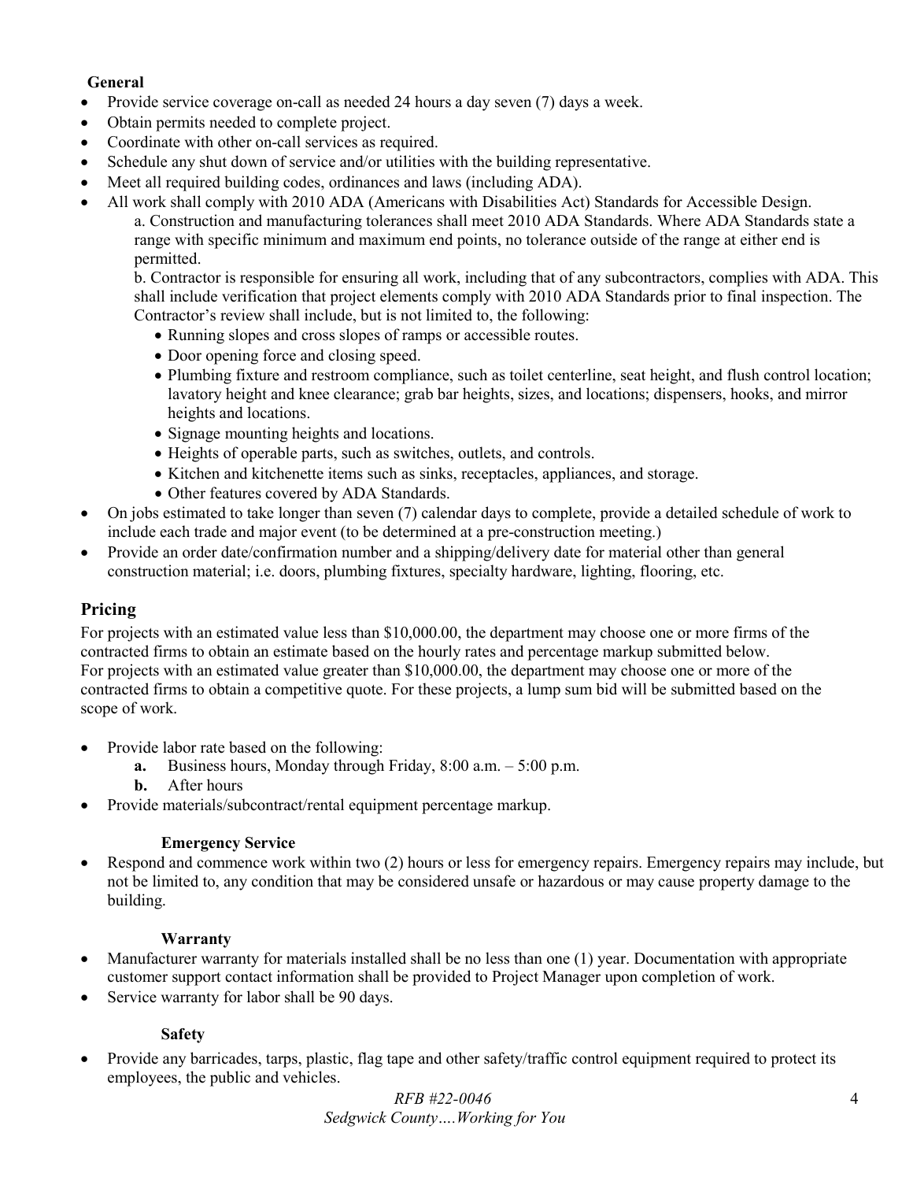**General**

- Provide service coverage on-call as needed 24 hours a day seven (7) days a week.
- Obtain permits needed to complete project.
- Coordinate with other on-call services as required.
- Schedule any shut down of service and/or utilities with the building representative.
- Meet all required building codes, ordinances and laws (including ADA).
- All work shall comply with 2010 ADA (Americans with Disabilities Act) Standards for Accessible Design.

  a. Construction and manufacturing tolerances shall meet 2010 ADA Standards. Where ADA Standards state a range with specific minimum and maximum end points, no tolerance outside of the range at either end is permitted.

  b. Contractor is responsible for ensuring all work, including that of any subcontractors, complies with ADA. This shall include verification that project elements comply with 2010 ADA Standards prior to final inspection. The Contractor's review shall include, but is not limited to, the following:
    - Running slopes and cross slopes of ramps or accessible routes.
    - Door opening force and closing speed.
    - Plumbing fixture and restroom compliance, such as toilet centerline, seat height, and flush control location; lavatory height and knee clearance; grab bar heights, sizes, and locations; dispensers, hooks, and mirror heights and locations.
    - Signage mounting heights and locations.
    - Heights of operable parts, such as switches, outlets, and controls.
    - Kitchen and kitchenette items such as sinks, receptacles, appliances, and storage.
    - Other features covered by ADA Standards.
- On jobs estimated to take longer than seven (7) calendar days to complete, provide a detailed schedule of work to include each trade and major event (to be determined at a pre-construction meeting.)
- Provide an order date/confirmation number and a shipping/delivery date for material other than general construction material; i.e. doors, plumbing fixtures, specialty hardware, lighting, flooring, etc.

## Pricing

For projects with an estimated value less than $10,000.00, the department may choose one or more firms of the contracted firms to obtain an estimate based on the hourly rates and percentage markup submitted below.
For projects with an estimated value greater than $10,000.00, the department may choose one or more of the contracted firms to obtain a competitive quote. For these projects, a lump sum bid will be submitted based on the scope of work.

- Provide labor rate based on the following:
  - **a.** Business hours, Monday through Friday, 8:00 a.m. – 5:00 p.m.
  - **b.** After hours
- Provide materials/subcontract/rental equipment percentage markup.

**Emergency Service**

- Respond and commence work within two (2) hours or less for emergency repairs. Emergency repairs may include, but not be limited to, any condition that may be considered unsafe or hazardous or may cause property damage to the building.

**Warranty**

- Manufacturer warranty for materials installed shall be no less than one (1) year. Documentation with appropriate customer support contact information shall be provided to Project Manager upon completion of work.
- Service warranty for labor shall be 90 days.

**Safety**

- Provide any barricades, tarps, plastic, flag tape and other safety/traffic control equipment required to protect its employees, the public and vehicles.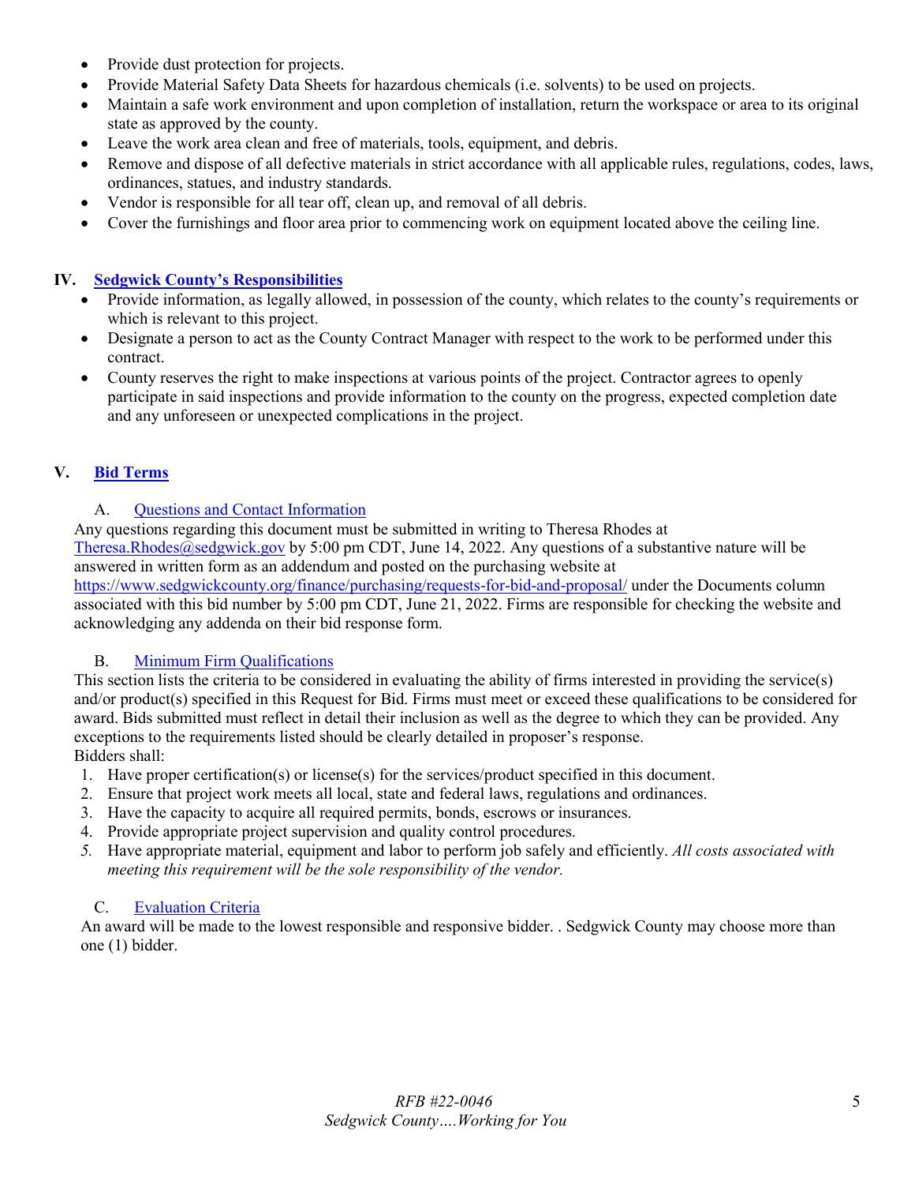- Provide dust protection for projects.
- Provide Material Safety Data Sheets for hazardous chemicals (i.e. solvents) to be used on projects.
- Maintain a safe work environment and upon completion of installation, return the workspace or area to its original state as approved by the county.
- Leave the work area clean and free of materials, tools, equipment, and debris.
- Remove and dispose of all defective materials in strict accordance with all applicable rules, regulations, codes, laws, ordinances, statues, and industry standards.
- Vendor is responsible for all tear off, clean up, and removal of all debris.
- Cover the furnishings and floor area prior to commencing work on equipment located above the ceiling line.

## IV. Sedgwick County's Responsibilities

- Provide information, as legally allowed, in possession of the county, which relates to the county's requirements or which is relevant to this project.
- Designate a person to act as the County Contract Manager with respect to the work to be performed under this contract.
- County reserves the right to make inspections at various points of the project. Contractor agrees to openly participate in said inspections and provide information to the county on the progress, expected completion date and any unforeseen or unexpected complications in the project.

## V. Bid Terms

### A. Questions and Contact Information

Any questions regarding this document must be submitted in writing to Theresa Rhodes at Theresa.Rhodes@sedgwick.gov by 5:00 pm CDT, June 14, 2022. Any questions of a substantive nature will be answered in written form as an addendum and posted on the purchasing website at https://www.sedgwickcounty.org/finance/purchasing/requests-for-bid-and-proposal/ under the Documents column associated with this bid number by 5:00 pm CDT, June 21, 2022. Firms are responsible for checking the website and acknowledging any addenda on their bid response form.

### B. Minimum Firm Qualifications

This section lists the criteria to be considered in evaluating the ability of firms interested in providing the service(s) and/or product(s) specified in this Request for Bid. Firms must meet or exceed these qualifications to be considered for award. Bids submitted must reflect in detail their inclusion as well as the degree to which they can be provided. Any exceptions to the requirements listed should be clearly detailed in proposer's response.

Bidders shall:

1. Have proper certification(s) or license(s) for the services/product specified in this document.
2. Ensure that project work meets all local, state and federal laws, regulations and ordinances.
3. Have the capacity to acquire all required permits, bonds, escrows or insurances.
4. Provide appropriate project supervision and quality control procedures.
5. Have appropriate material, equipment and labor to perform job safely and efficiently. *All costs associated with meeting this requirement will be the sole responsibility of the vendor.*

### C. Evaluation Criteria

An award will be made to the lowest responsible and responsive bidder. . Sedgwick County may choose more than one (1) bidder.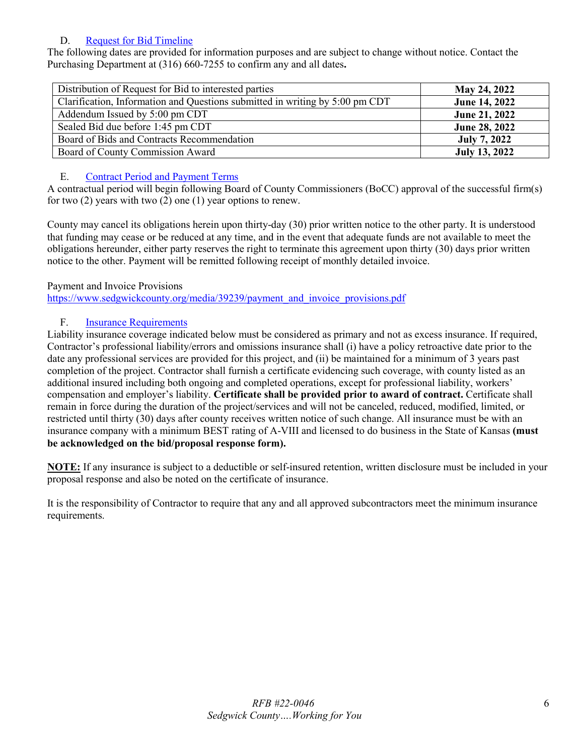### D. Request for Bid Timeline

The following dates are provided for information purposes and are subject to change without notice. Contact the Purchasing Department at (316) 660-7255 to confirm any and all dates**.**

| | |
|---|---|
| Distribution of Request for Bid to interested parties | **May 24, 2022** |
| Clarification, Information and Questions submitted in writing by 5:00 pm CDT | **June 14, 2022** |
| Addendum Issued by 5:00 pm CDT | **June 21, 2022** |
| Sealed Bid due before 1:45 pm CDT | **June 28, 2022** |
| Board of Bids and Contracts Recommendation | **July 7, 2022** |
| Board of County Commission Award | **July 13, 2022** |

### E. Contract Period and Payment Terms

A contractual period will begin following Board of County Commissioners (BoCC) approval of the successful firm(s) for two (2) years with two (2) one (1) year options to renew.

County may cancel its obligations herein upon thirty-day (30) prior written notice to the other party. It is understood that funding may cease or be reduced at any time, and in the event that adequate funds are not available to meet the obligations hereunder, either party reserves the right to terminate this agreement upon thirty (30) days prior written notice to the other. Payment will be remitted following receipt of monthly detailed invoice.

Payment and Invoice Provisions
https://www.sedgwickcounty.org/media/39239/payment_and_invoice_provisions.pdf

### F. Insurance Requirements

Liability insurance coverage indicated below must be considered as primary and not as excess insurance. If required, Contractor's professional liability/errors and omissions insurance shall (i) have a policy retroactive date prior to the date any professional services are provided for this project, and (ii) be maintained for a minimum of 3 years past completion of the project. Contractor shall furnish a certificate evidencing such coverage, with county listed as an additional insured including both ongoing and completed operations, except for professional liability, workers' compensation and employer's liability. **Certificate shall be provided prior to award of contract.** Certificate shall remain in force during the duration of the project/services and will not be canceled, reduced, modified, limited, or restricted until thirty (30) days after county receives written notice of such change. All insurance must be with an insurance company with a minimum BEST rating of A-VIII and licensed to do business in the State of Kansas **(must be acknowledged on the bid/proposal response form).**

**NOTE:** If any insurance is subject to a deductible or self-insured retention, written disclosure must be included in your proposal response and also be noted on the certificate of insurance.

It is the responsibility of Contractor to require that any and all approved subcontractors meet the minimum insurance requirements.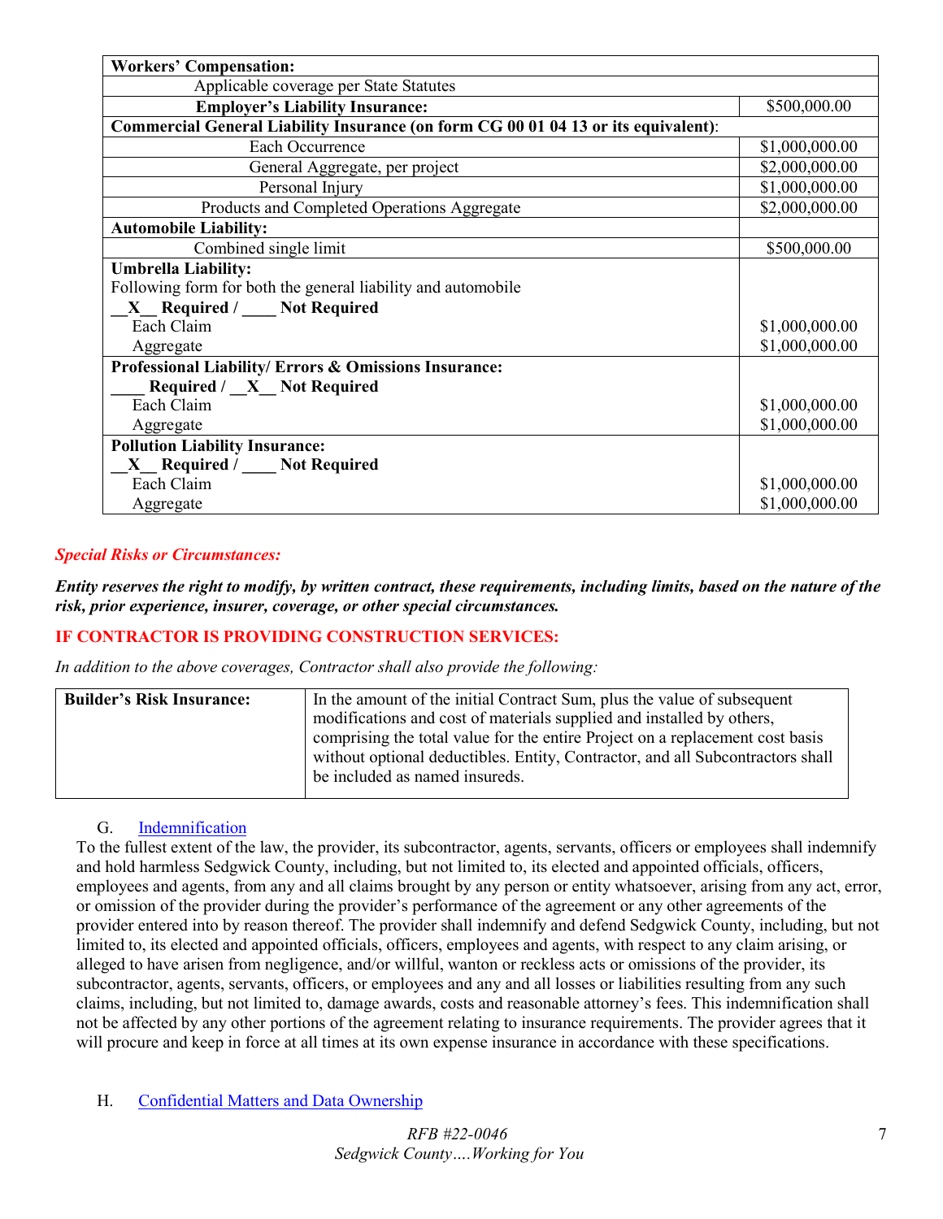| **Workers' Compensation:** | |
|---|---|
| Applicable coverage per State Statutes | |
| **Employer's Liability Insurance:** | $500,000.00 |
| **Commercial General Liability Insurance (on form CG 00 01 04 13 or its equivalent)**: | |
| Each Occurrence | $1,000,000.00 |
| General Aggregate, per project | $2,000,000.00 |
| Personal Injury | $1,000,000.00 |
| Products and Completed Operations Aggregate | $2,000,000.00 |
| **Automobile Liability:** | |
| Combined single limit | $500,000.00 |
| **Umbrella Liability:**<br>Following form for both the general liability and automobile<br>**__X__ Required / ____ Not Required**<br>Each Claim<br>Aggregate | <br><br><br>$1,000,000.00<br>$1,000,000.00 |
| **Professional Liability/ Errors & Omissions Insurance:**<br>**____ Required / __X__ Not Required**<br>Each Claim<br>Aggregate | <br><br>$1,000,000.00<br>$1,000,000.00 |
| **Pollution Liability Insurance:**<br>**__X__ Required / ____ Not Required**<br>Each Claim<br>Aggregate | <br><br>$1,000,000.00<br>$1,000,000.00 |

***Special Risks or Circumstances:***

***Entity reserves the right to modify, by written contract, these requirements, including limits, based on the nature of the risk, prior experience, insurer, coverage, or other special circumstances.***

**IF CONTRACTOR IS PROVIDING CONSTRUCTION SERVICES:**

*In addition to the above coverages, Contractor shall also provide the following:*

| **Builder's Risk Insurance:** | In the amount of the initial Contract Sum, plus the value of subsequent modifications and cost of materials supplied and installed by others, comprising the total value for the entire Project on a replacement cost basis without optional deductibles. Entity, Contractor, and all Subcontractors shall be included as named insureds. |
|---|---|

G. Indemnification

To the fullest extent of the law, the provider, its subcontractor, agents, servants, officers or employees shall indemnify and hold harmless Sedgwick County, including, but not limited to, its elected and appointed officials, officers, employees and agents, from any and all claims brought by any person or entity whatsoever, arising from any act, error, or omission of the provider during the provider's performance of the agreement or any other agreements of the provider entered into by reason thereof. The provider shall indemnify and defend Sedgwick County, including, but not limited to, its elected and appointed officials, officers, employees and agents, with respect to any claim arising, or alleged to have arisen from negligence, and/or willful, wanton or reckless acts or omissions of the provider, its subcontractor, agents, servants, officers, or employees and any and all losses or liabilities resulting from any such claims, including, but not limited to, damage awards, costs and reasonable attorney's fees. This indemnification shall not be affected by any other portions of the agreement relating to insurance requirements. The provider agrees that it will procure and keep in force at all times at its own expense insurance in accordance with these specifications.

H. Confidential Matters and Data Ownership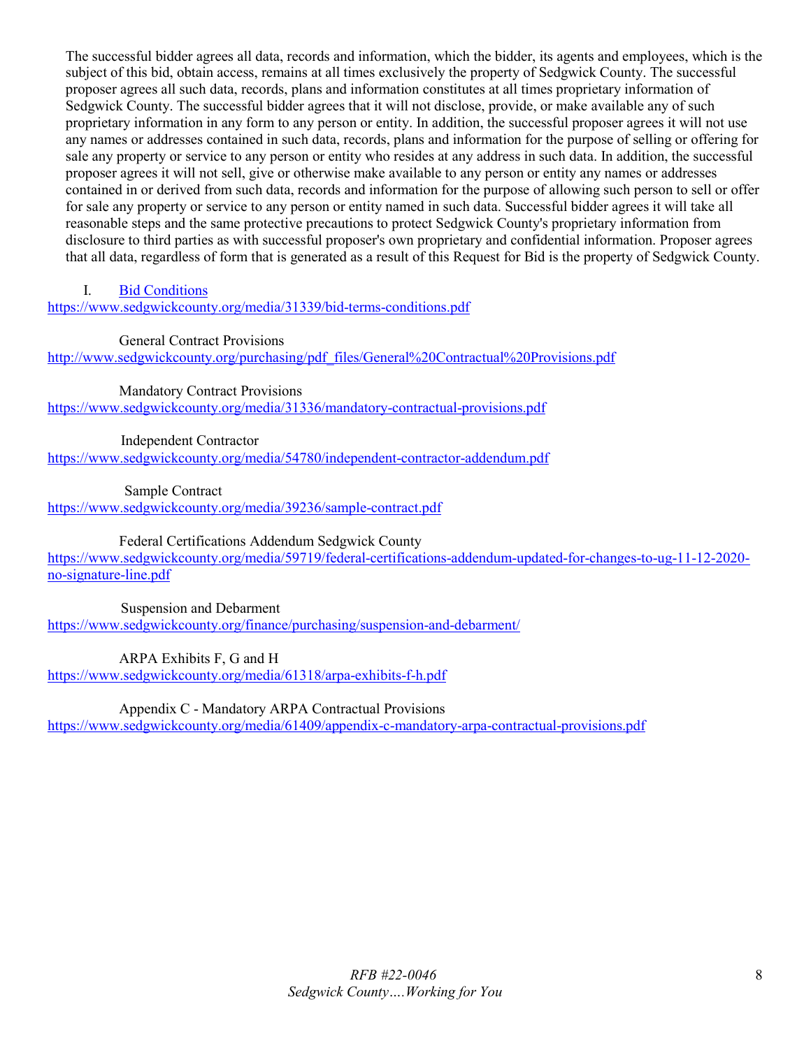The successful bidder agrees all data, records and information, which the bidder, its agents and employees, which is the subject of this bid, obtain access, remains at all times exclusively the property of Sedgwick County. The successful proposer agrees all such data, records, plans and information constitutes at all times proprietary information of Sedgwick County. The successful bidder agrees that it will not disclose, provide, or make available any of such proprietary information in any form to any person or entity. In addition, the successful proposer agrees it will not use any names or addresses contained in such data, records, plans and information for the purpose of selling or offering for sale any property or service to any person or entity who resides at any address in such data. In addition, the successful proposer agrees it will not sell, give or otherwise make available to any person or entity any names or addresses contained in or derived from such data, records and information for the purpose of allowing such person to sell or offer for sale any property or service to any person or entity named in such data. Successful bidder agrees it will take all reasonable steps and the same protective precautions to protect Sedgwick County's proprietary information from disclosure to third parties as with successful proposer's own proprietary and confidential information. Proposer agrees that all data, regardless of form that is generated as a result of this Request for Bid is the property of Sedgwick County.

I. Bid Conditions
https://www.sedgwickcounty.org/media/31339/bid-terms-conditions.pdf

General Contract Provisions
http://www.sedgwickcounty.org/purchasing/pdf_files/General%20Contractual%20Provisions.pdf

Mandatory Contract Provisions
https://www.sedgwickcounty.org/media/31336/mandatory-contractual-provisions.pdf

Independent Contractor
https://www.sedgwickcounty.org/media/54780/independent-contractor-addendum.pdf

Sample Contract
https://www.sedgwickcounty.org/media/39236/sample-contract.pdf

Federal Certifications Addendum Sedgwick County
https://www.sedgwickcounty.org/media/59719/federal-certifications-addendum-updated-for-changes-to-ug-11-12-2020-no-signature-line.pdf

Suspension and Debarment
https://www.sedgwickcounty.org/finance/purchasing/suspension-and-debarment/

ARPA Exhibits F, G and H
https://www.sedgwickcounty.org/media/61318/arpa-exhibits-f-h.pdf

Appendix C - Mandatory ARPA Contractual Provisions
https://www.sedgwickcounty.org/media/61409/appendix-c-mandatory-arpa-contractual-provisions.pdf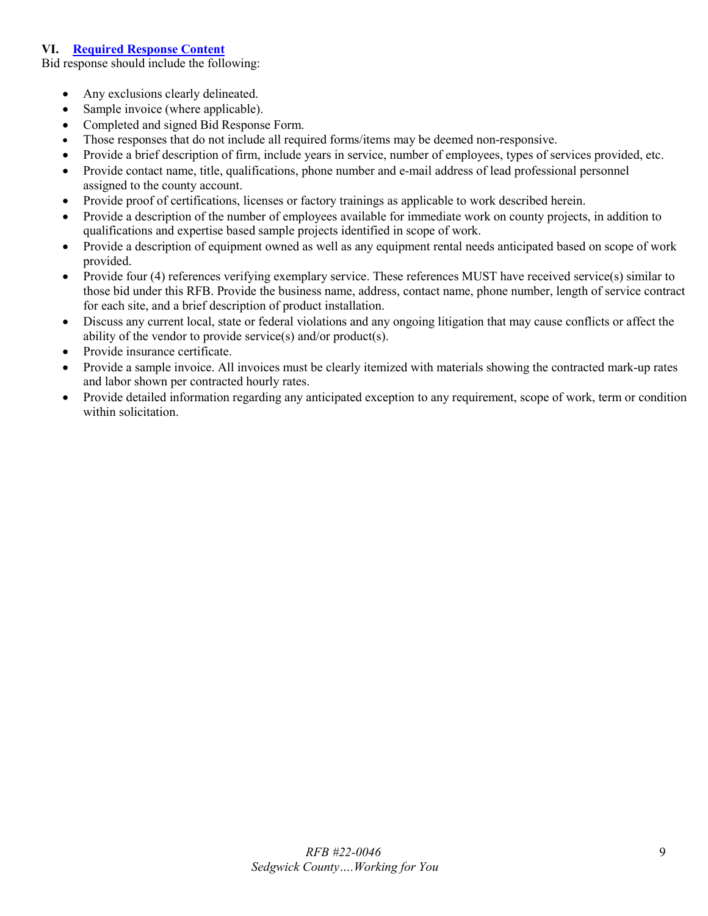## VI. Required Response Content

Bid response should include the following:

- Any exclusions clearly delineated.
- Sample invoice (where applicable).
- Completed and signed Bid Response Form.
- Those responses that do not include all required forms/items may be deemed non-responsive.
- Provide a brief description of firm, include years in service, number of employees, types of services provided, etc.
- Provide contact name, title, qualifications, phone number and e-mail address of lead professional personnel assigned to the county account.
- Provide proof of certifications, licenses or factory trainings as applicable to work described herein.
- Provide a description of the number of employees available for immediate work on county projects, in addition to qualifications and expertise based sample projects identified in scope of work.
- Provide a description of equipment owned as well as any equipment rental needs anticipated based on scope of work provided.
- Provide four (4) references verifying exemplary service. These references MUST have received service(s) similar to those bid under this RFB. Provide the business name, address, contact name, phone number, length of service contract for each site, and a brief description of product installation.
- Discuss any current local, state or federal violations and any ongoing litigation that may cause conflicts or affect the ability of the vendor to provide service(s) and/or product(s).
- Provide insurance certificate.
- Provide a sample invoice. All invoices must be clearly itemized with materials showing the contracted mark-up rates and labor shown per contracted hourly rates.
- Provide detailed information regarding any anticipated exception to any requirement, scope of work, term or condition within solicitation.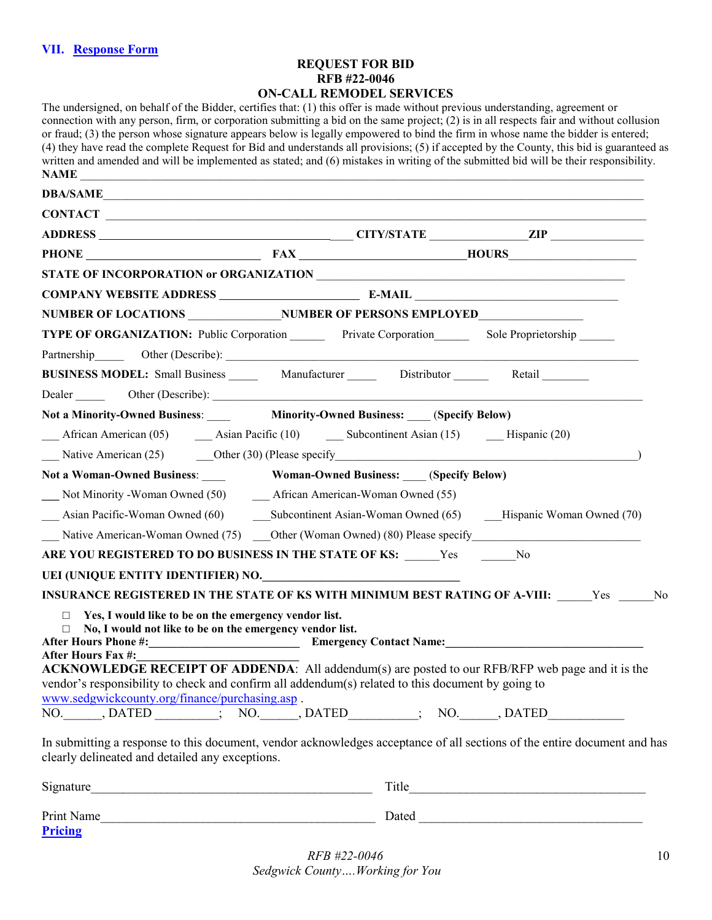## VII. Response Form

**REQUEST FOR BID**
**RFB #22-0046**
**ON-CALL REMODEL SERVICES**

The undersigned, on behalf of the Bidder, certifies that: (1) this offer is made without previous understanding, agreement or connection with any person, firm, or corporation submitting a bid on the same project; (2) is in all respects fair and without collusion or fraud; (3) the person whose signature appears below is legally empowered to bind the firm in whose name the bidder is entered; (4) they have read the complete Request for Bid and understands all provisions; (5) if accepted by the County, this bid is guaranteed as written and amended and will be implemented as stated; and (6) mistakes in writing of the submitted bid will be their responsibility.

**NAME** ______________________________________________________________________

**DBA/SAME**___________________________________________________________________

**CONTACT** ____________________________________________________________________

**ADDRESS** ________________________________ **CITY/STATE** _______________ **ZIP** _______________

**PHONE** ___________________________ **FAX** ___________________________ **HOURS**___________________

**STATE OF INCORPORATION or ORGANIZATION** _____________________________________________

**COMPANY WEBSITE ADDRESS** _____________________ **E-MAIL** ______________________________

**NUMBER OF LOCATIONS** ______________**NUMBER OF PERSONS EMPLOYED**________________

**TYPE OF ORGANIZATION:** Public Corporation ______ Private Corporation______ Sole Proprietorship ______

Partnership_____ Other (Describe): ______________________________________________________

**BUSINESS MODEL:** Small Business _____ Manufacturer _____ Distributor ______ Retail ________

Dealer _____ Other (Describe): _________________________________________________________

**Not a Minority-Owned Business**: ____ **Minority-Owned Business: ____ (Specify Below)**

___ African American (05) ___ Asian Pacific (10) ___ Subcontinent Asian (15) ___ Hispanic (20)

___ Native American (25) ___Other (30) (Please specify_____________________________________________)

**Not a Woman-Owned Business**: ____ **Woman-Owned Business: ____ (Specify Below)**

___ Not Minority -Woman Owned (50) ___ African American-Woman Owned (55)

___ Asian Pacific-Woman Owned (60) ___Subcontinent Asian-Woman Owned (65) ___Hispanic Woman Owned (70)

___ Native American-Woman Owned (75) ___Other (Woman Owned) (80) Please specify___________________________

**ARE YOU REGISTERED TO DO BUSINESS IN THE STATE OF KS:** ______Yes ______No

**UEI (UNIQUE ENTITY IDENTIFIER) NO.**________________________________

**INSURANCE REGISTERED IN THE STATE OF KS WITH MINIMUM BEST RATING OF A-VIII:** ______Yes ______No

- □ **Yes, I would like to be on the emergency vendor list.**
- □ **No, I would not like to be on the emergency vendor list.**

**After Hours Phone #:**_________________________ **Emergency Contact Name:**_________________________________

**After Hours Fax #:**_________________________

**ACKNOWLEDGE RECEIPT OF ADDENDA**: All addendum(s) are posted to our RFB/RFP web page and it is the vendor's responsibility to check and confirm all addendum(s) related to this document by going to www.sedgwickcounty.org/finance/purchasing.asp .

NO.______, DATED _________; NO.______, DATED__________; NO.______, DATED___________

In submitting a response to this document, vendor acknowledges acceptance of all sections of the entire document and has clearly delineated and detailed any exceptions.

Signature_________________________________________ Title_____________________________________

Print Name________________________________________ Dated ___________________________________

**Pricing**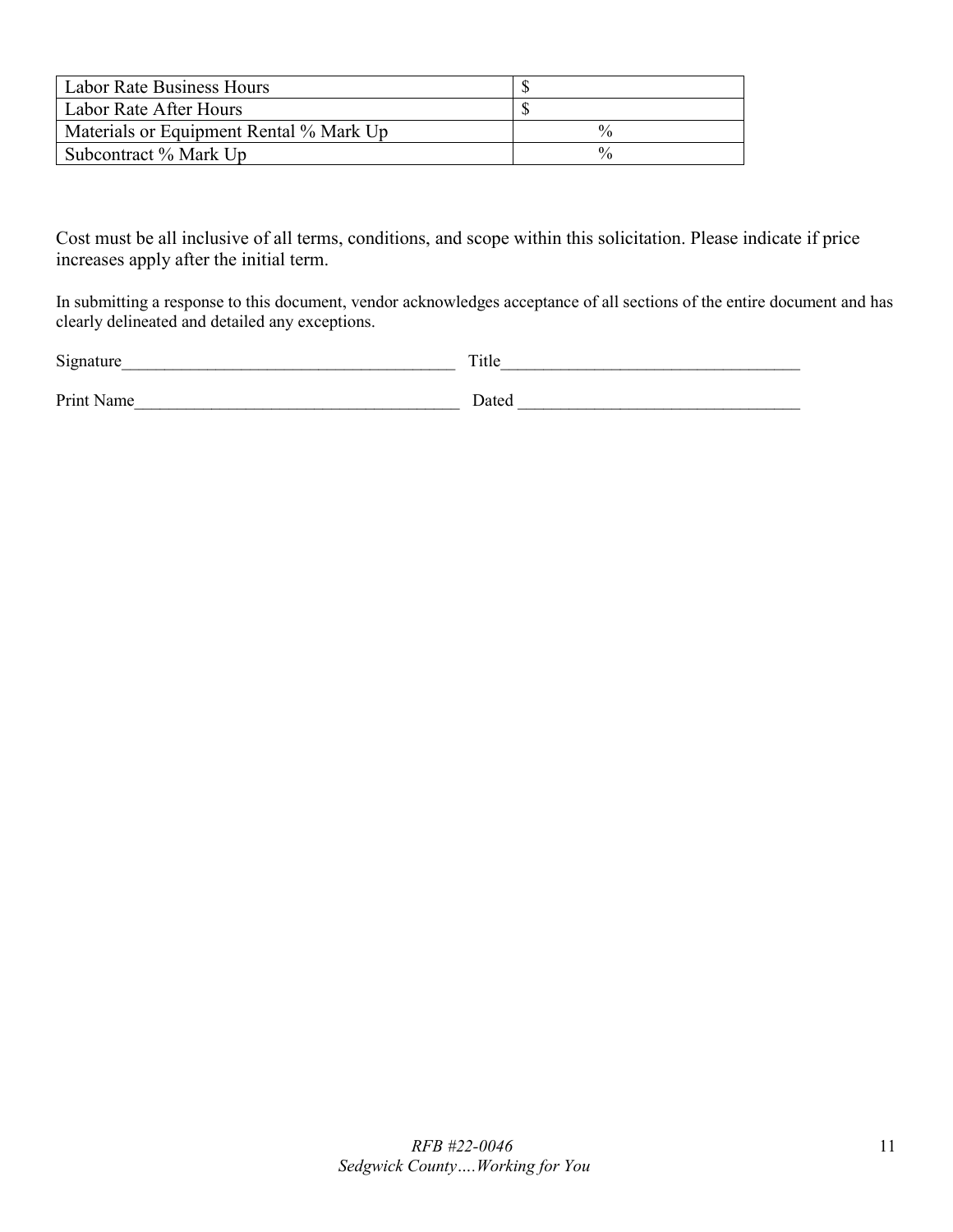| | |
|---|---|
| Labor Rate Business Hours | $ |
| Labor Rate After Hours | $ |
| Materials or Equipment Rental % Mark Up | % |
| Subcontract % Mark Up | % |

Cost must be all inclusive of all terms, conditions, and scope within this solicitation. Please indicate if price increases apply after the initial term.

In submitting a response to this document, vendor acknowledges acceptance of all sections of the entire document and has clearly delineated and detailed any exceptions.

Signature_______________________________________ Title___________________________________

Print Name______________________________________ Dated _________________________________